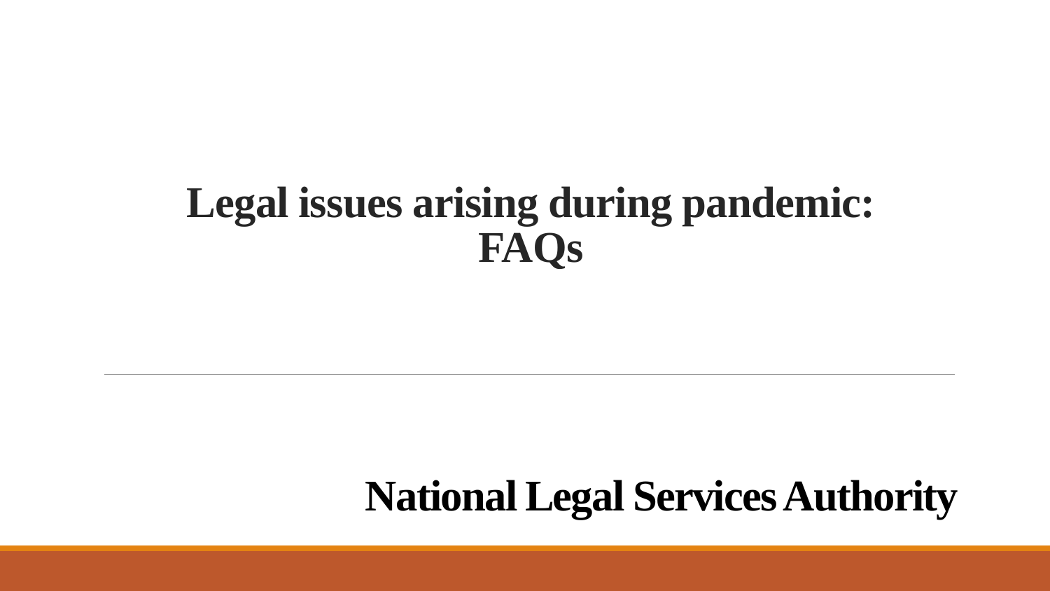# Legal issues arising during pandemic: FAQs

**National Legal Services Authority**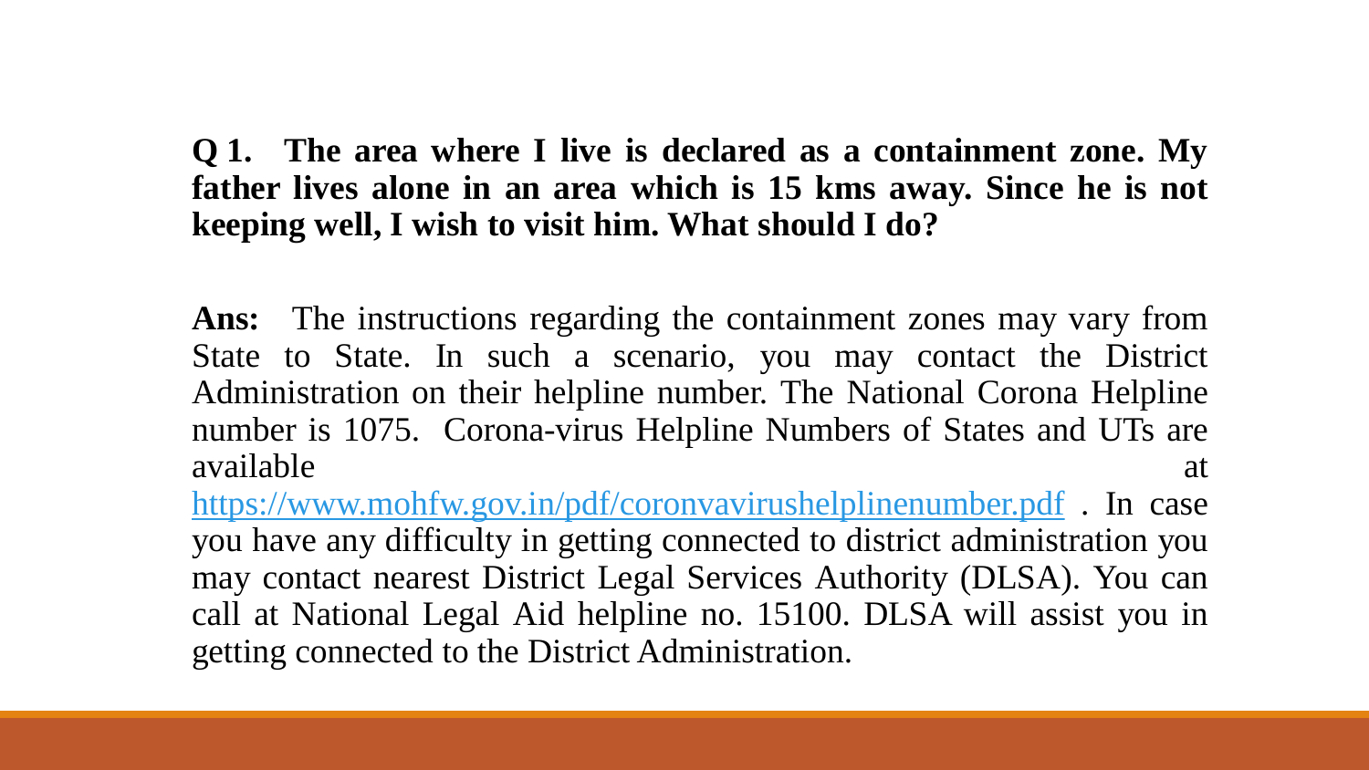**Q 1. The area where I live is declared as a containment zone. My father lives alone in an area which is 15 kms away. Since he is not keeping well, I wish to visit him. What should I do?**

**Ans:** The instructions regarding the containment zones may vary from State to State. In such a scenario, you may contact the District Administration on their helpline number. The National Corona Helpline number is 1075. Corona-virus Helpline Numbers of States and UTs are available at [https://www.mohfw.gov.in/pdf/coronvavirushelplinenumber.pdf](https://www.mohfw.gov.in/pdf/coronvavirushelplinenumber.pdf) . In case you have any difficulty in getting connected to district administration you may contact nearest District Legal Services Authority (DLSA). You can call at National Legal Aid helpline no. 15100. DLSA will assist you in getting connected to the District Administration.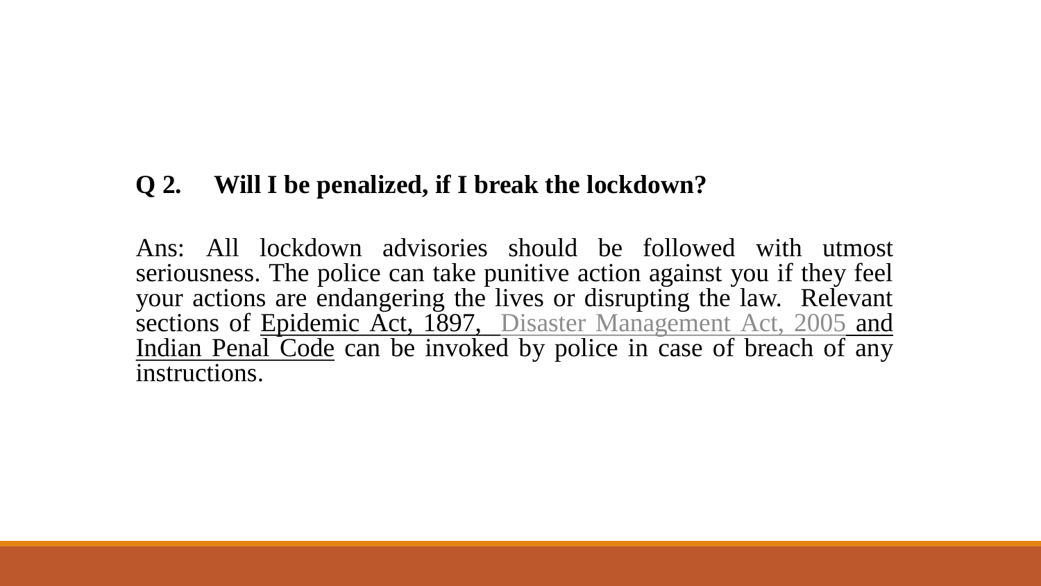**Q 2. Will I be penalized, if I break the lockdown?**

Ans: All lockdown advisories should be followed with utmost seriousness. The police can take punitive action against you if they feel your actions are endangering the lives or disrupting the law. Relevant sections of Epidemic Act, 1897, Disaster Management Act, 2005 and Indian Penal Code can be invoked by police in case of breach of any instructions.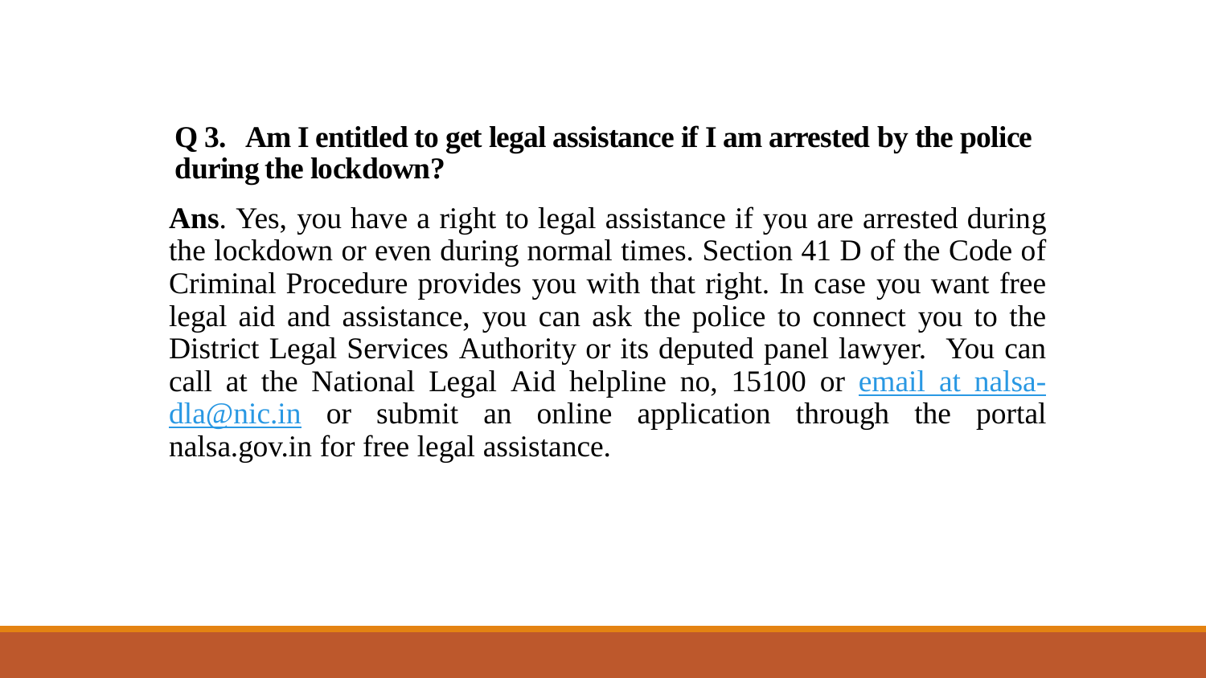**Q 3. Am I entitled to get legal assistance if I am arrested by the police during the lockdown?**

**Ans**. Yes, you have a right to legal assistance if you are arrested during the lockdown or even during normal times. Section 41 D of the Code of Criminal Procedure provides you with that right. In case you want free legal aid and assistance, you can ask the police to connect you to the District Legal Services Authority or its deputed panel lawyer. You can call at the National Legal Aid helpline no, 15100 or email at nalsa-dla@nic.in or submit an online application through the portal nalsa.gov.in for free legal assistance.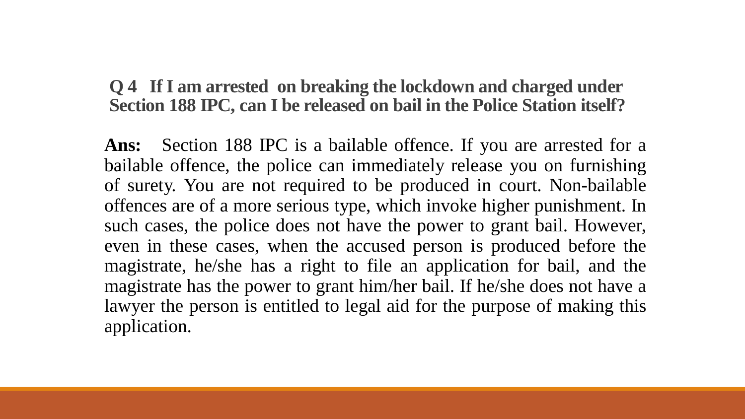**Q 4 If I am arrested on breaking the lockdown and charged under Section 188 IPC, can I be released on bail in the Police Station itself?**

**Ans:** Section 188 IPC is a bailable offence. If you are arrested for a bailable offence, the police can immediately release you on furnishing of surety. You are not required to be produced in court. Non-bailable offences are of a more serious type, which invoke higher punishment. In such cases, the police does not have the power to grant bail. However, even in these cases, when the accused person is produced before the magistrate, he/she has a right to file an application for bail, and the magistrate has the power to grant him/her bail. If he/she does not have a lawyer the person is entitled to legal aid for the purpose of making this application.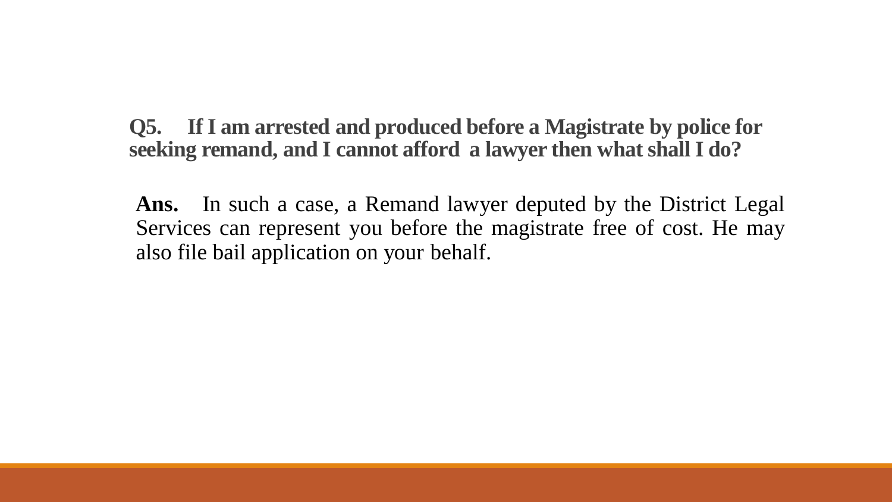**Q5. If I am arrested and produced before a Magistrate by police for seeking remand, and I cannot afford a lawyer then what shall I do?**

**Ans.** In such a case, a Remand lawyer deputed by the District Legal Services can represent you before the magistrate free of cost. He may also file bail application on your behalf.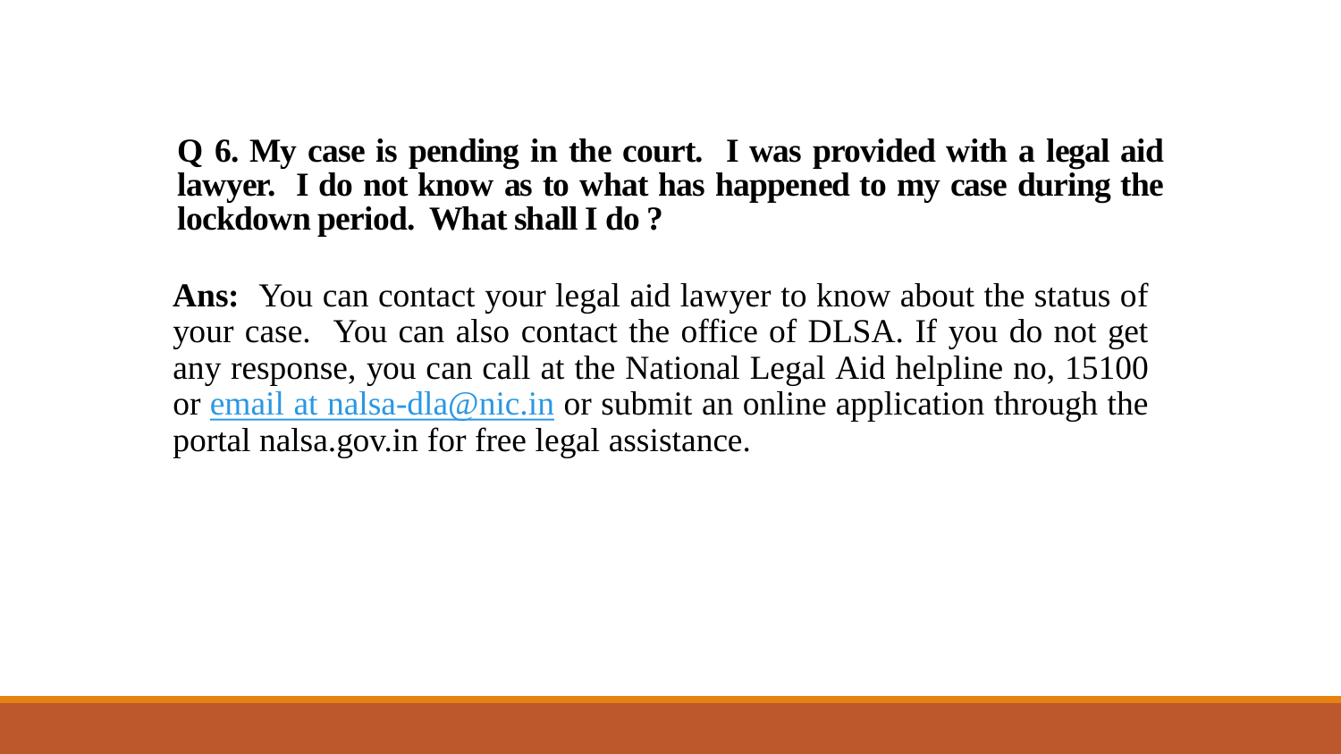**Q 6. My case is pending in the court. I was provided with a legal aid lawyer. I do not know as to what has happened to my case during the lockdown period. What shall I do ?**

**Ans:** You can contact your legal aid lawyer to know about the status of your case. You can also contact the office of DLSA. If you do not get any response, you can call at the National Legal Aid helpline no, 15100 or email at nalsa-dla@nic.in or submit an online application through the portal nalsa.gov.in for free legal assistance.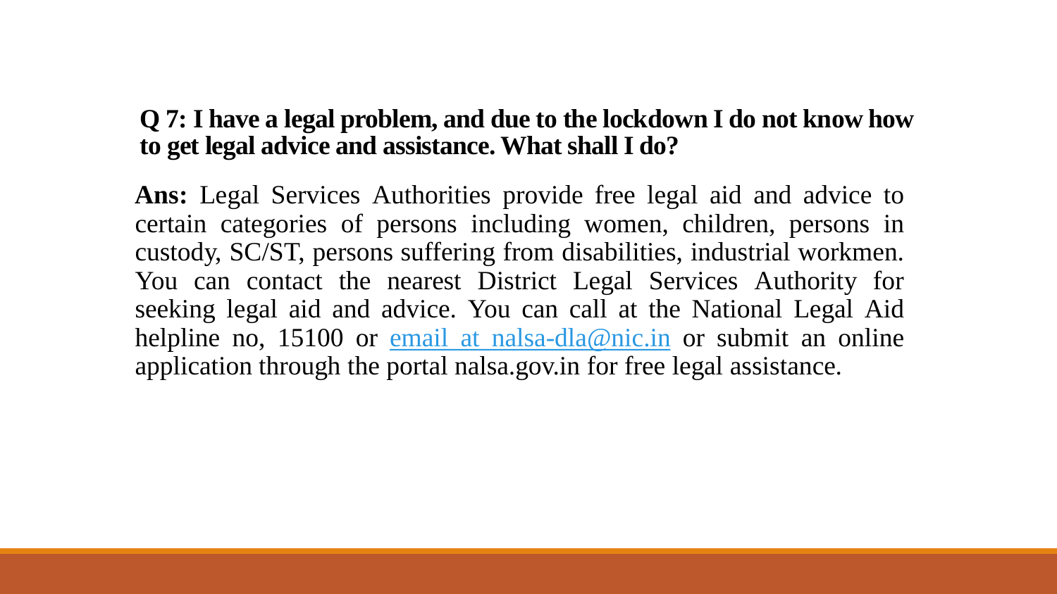**Q 7: I have a legal problem, and due to the lockdown I do not know how to get legal advice and assistance. What shall I do?**

**Ans:** Legal Services Authorities provide free legal aid and advice to certain categories of persons including women, children, persons in custody, SC/ST, persons suffering from disabilities, industrial workmen. You can contact the nearest District Legal Services Authority for seeking legal aid and advice. You can call at the National Legal Aid helpline no, 15100 or email at nalsa-dla@nic.in or submit an online application through the portal nalsa.gov.in for free legal assistance.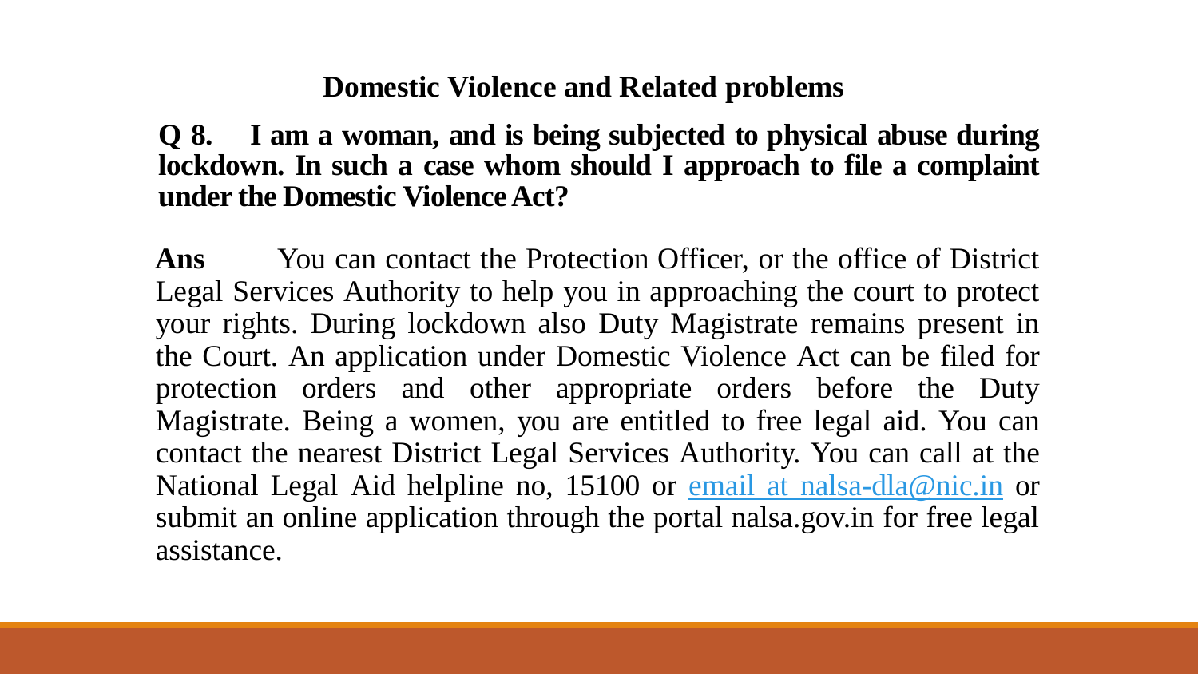## Domestic Violence and Related problems

**Q 8. I am a woman, and is being subjected to physical abuse during lockdown. In such a case whom should I approach to file a complaint under the Domestic Violence Act?**

**Ans** You can contact the Protection Officer, or the office of District Legal Services Authority to help you in approaching the court to protect your rights. During lockdown also Duty Magistrate remains present in the Court. An application under Domestic Violence Act can be filed for protection orders and other appropriate orders before the Duty Magistrate. Being a women, you are entitled to free legal aid. You can contact the nearest District Legal Services Authority. You can call at the National Legal Aid helpline no, 15100 or email at nalsa-dla@nic.in or submit an online application through the portal nalsa.gov.in for free legal assistance.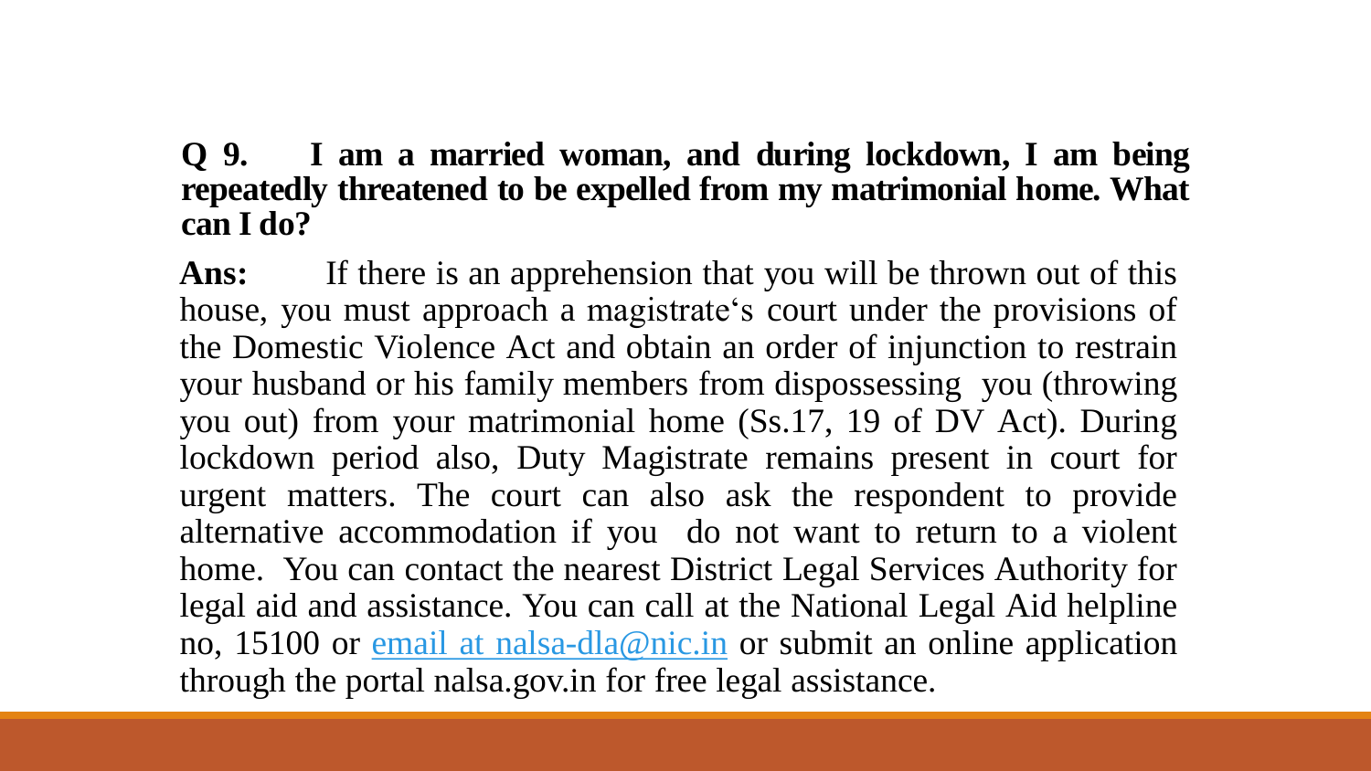**Q 9. I am a married woman, and during lockdown, I am being repeatedly threatened to be expelled from my matrimonial home. What can I do?**

**Ans:** If there is an apprehension that you will be thrown out of this house, you must approach a magistrate's court under the provisions of the Domestic Violence Act and obtain an order of injunction to restrain your husband or his family members from dispossessing you (throwing you out) from your matrimonial home (Ss.17, 19 of DV Act). During lockdown period also, Duty Magistrate remains present in court for urgent matters. The court can also ask the respondent to provide alternative accommodation if you do not want to return to a violent home. You can contact the nearest District Legal Services Authority for legal aid and assistance. You can call at the National Legal Aid helpline no, 15100 or email at nalsa-dla@nic.in or submit an online application through the portal nalsa.gov.in for free legal assistance.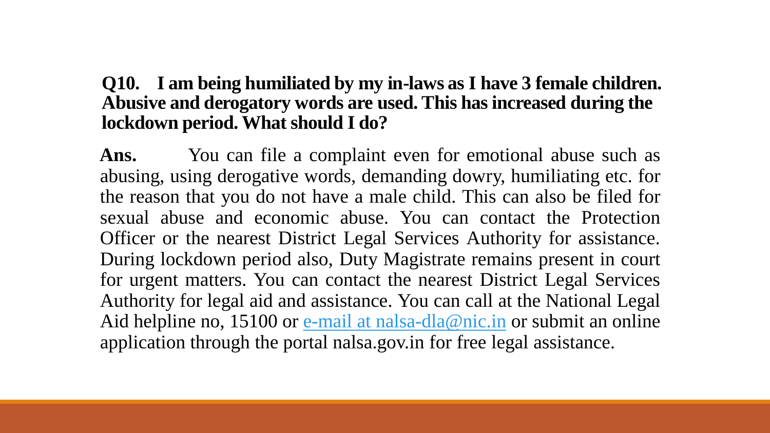**Q10. I am being humiliated by my in-laws as I have 3 female children. Abusive and derogatory words are used. This has increased during the lockdown period. What should I do?**

**Ans.** You can file a complaint even for emotional abuse such as abusing, using derogative words, demanding dowry, humiliating etc. for the reason that you do not have a male child. This can also be filed for sexual abuse and economic abuse. You can contact the Protection Officer or the nearest District Legal Services Authority for assistance. During lockdown period also, Duty Magistrate remains present in court for urgent matters. You can contact the nearest District Legal Services Authority for legal aid and assistance. You can call at the National Legal Aid helpline no, 15100 or e-mail at nalsa-dla@nic.in or submit an online application through the portal nalsa.gov.in for free legal assistance.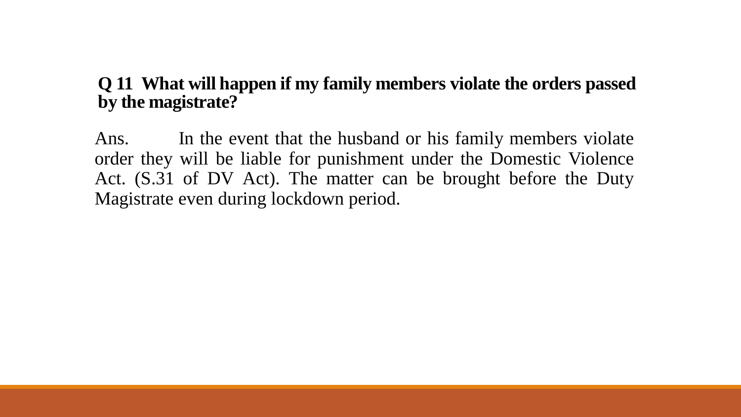**Q 11 What will happen if my family members violate the orders passed by the magistrate?**

Ans. In the event that the husband or his family members violate order they will be liable for punishment under the Domestic Violence Act. (S.31 of DV Act). The matter can be brought before the Duty Magistrate even during lockdown period.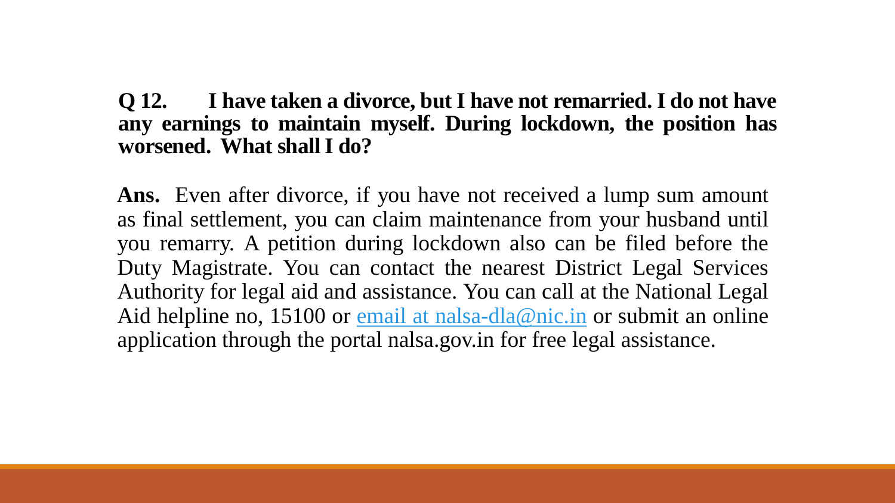**Q 12. I have taken a divorce, but I have not remarried. I do not have any earnings to maintain myself. During lockdown, the position has worsened. What shall I do?**

**Ans.** Even after divorce, if you have not received a lump sum amount as final settlement, you can claim maintenance from your husband until you remarry. A petition during lockdown also can be filed before the Duty Magistrate. You can contact the nearest District Legal Services Authority for legal aid and assistance. You can call at the National Legal Aid helpline no, 15100 or [email at nalsa-dla@nic.in](mailto:nalsa-dla@nic.in) or submit an online application through the portal nalsa.gov.in for free legal assistance.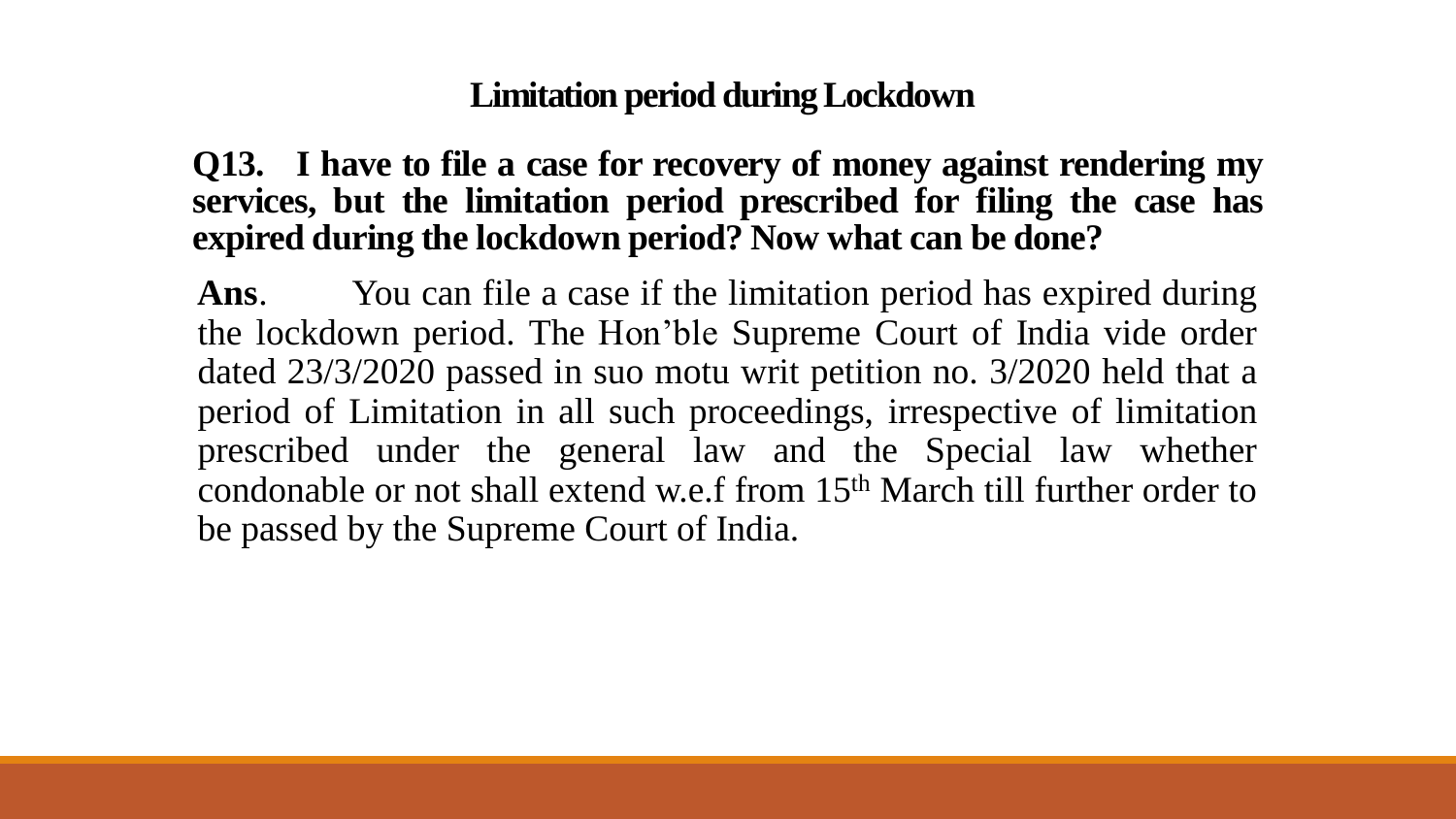## Limitation period during Lockdown

**Q13. I have to file a case for recovery of money against rendering my services, but the limitation period prescribed for filing the case has expired during the lockdown period? Now what can be done?**

**Ans**. You can file a case if the limitation period has expired during the lockdown period. The Hon'ble Supreme Court of India vide order dated 23/3/2020 passed in suo motu writ petition no. 3/2020 held that a period of Limitation in all such proceedings, irrespective of limitation prescribed under the general law and the Special law whether condonable or not shall extend w.e.f from 15th March till further order to be passed by the Supreme Court of India.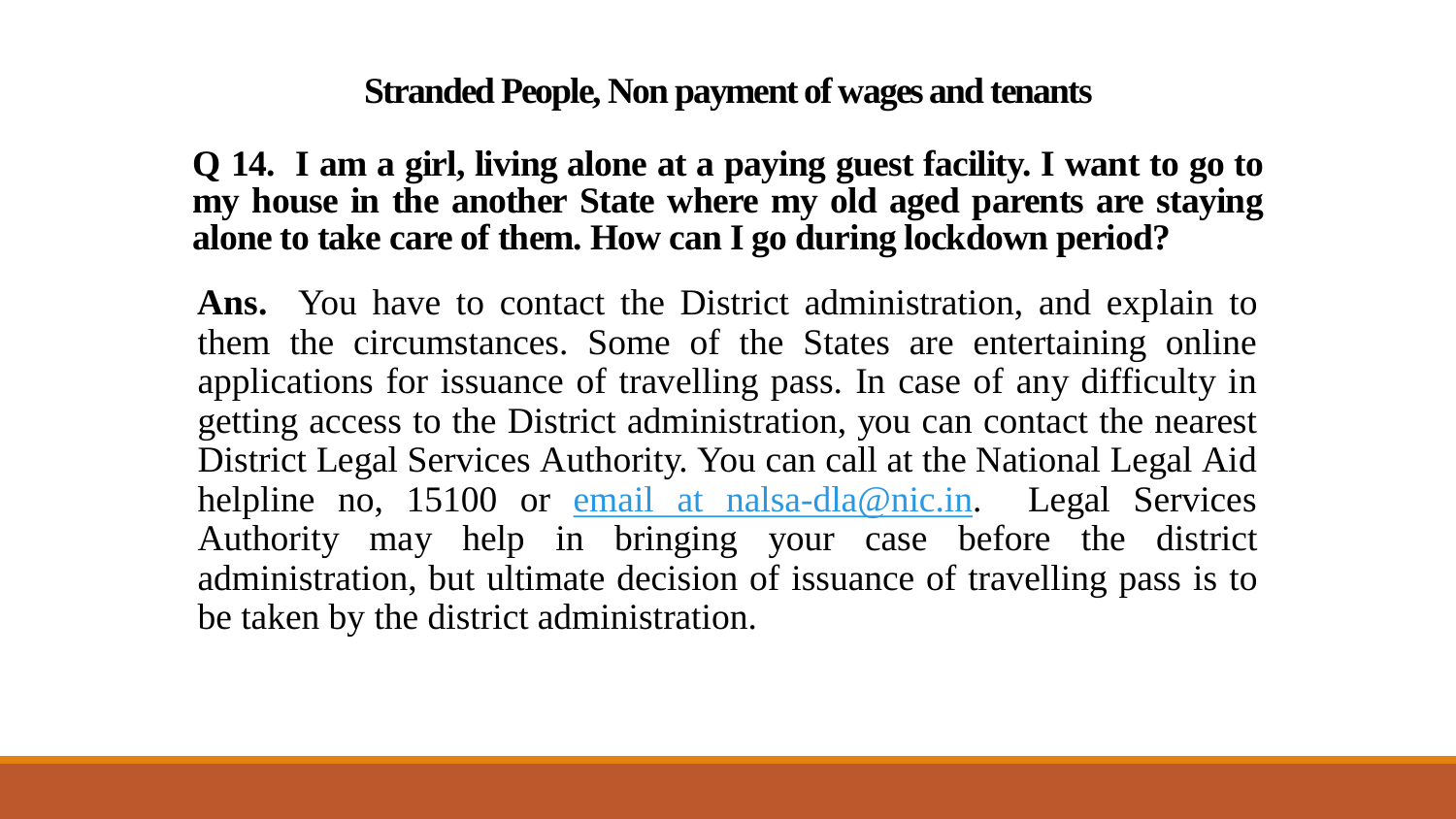## Stranded People, Non payment of wages and tenants

**Q 14. I am a girl, living alone at a paying guest facility. I want to go to my house in the another State where my old aged parents are staying alone to take care of them. How can I go during lockdown period?**

**Ans.** You have to contact the District administration, and explain to them the circumstances. Some of the States are entertaining online applications for issuance of travelling pass. In case of any difficulty in getting access to the District administration, you can contact the nearest District Legal Services Authority. You can call at the National Legal Aid helpline no, 15100 or email at nalsa-dla@nic.in. Legal Services Authority may help in bringing your case before the district administration, but ultimate decision of issuance of travelling pass is to be taken by the district administration.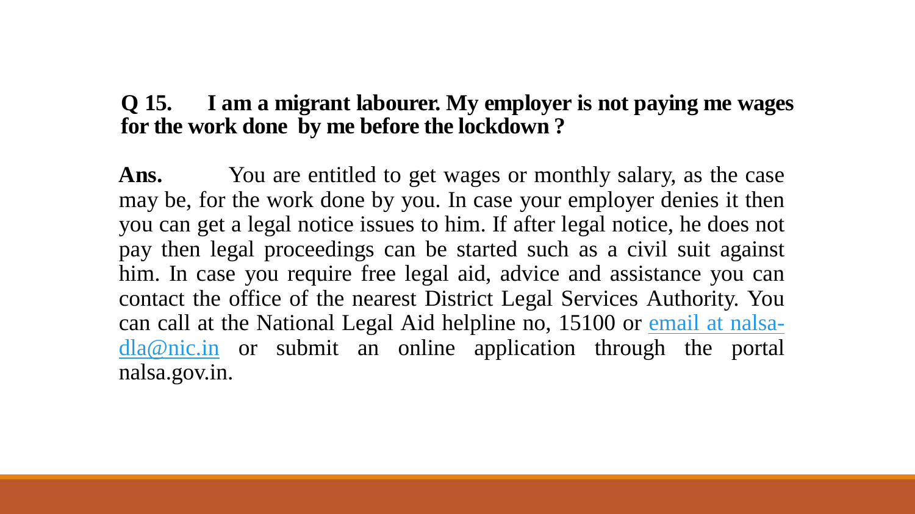**Q 15. I am a migrant labourer. My employer is not paying me wages for the work done by me before the lockdown ?**

**Ans.** You are entitled to get wages or monthly salary, as the case may be, for the work done by you. In case your employer denies it then you can get a legal notice issues to him. If after legal notice, he does not pay then legal proceedings can be started such as a civil suit against him. In case you require free legal aid, advice and assistance you can contact the office of the nearest District Legal Services Authority. You can call at the National Legal Aid helpline no, 15100 or email at nalsa-dla@nic.in or submit an online application through the portal nalsa.gov.in.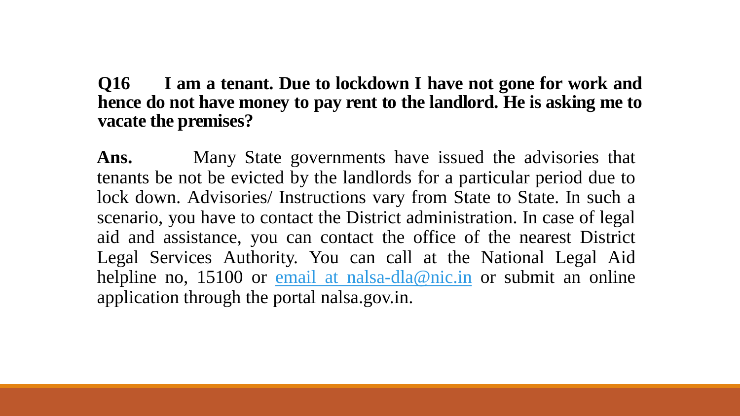**Q16 I am a tenant. Due to lockdown I have not gone for work and hence do not have money to pay rent to the landlord. He is asking me to vacate the premises?**

**Ans.** Many State governments have issued the advisories that tenants be not be evicted by the landlords for a particular period due to lock down. Advisories/ Instructions vary from State to State. In such a scenario, you have to contact the District administration. In case of legal aid and assistance, you can contact the office of the nearest District Legal Services Authority. You can call at the National Legal Aid helpline no, 15100 or email at nalsa-dla@nic.in or submit an online application through the portal nalsa.gov.in.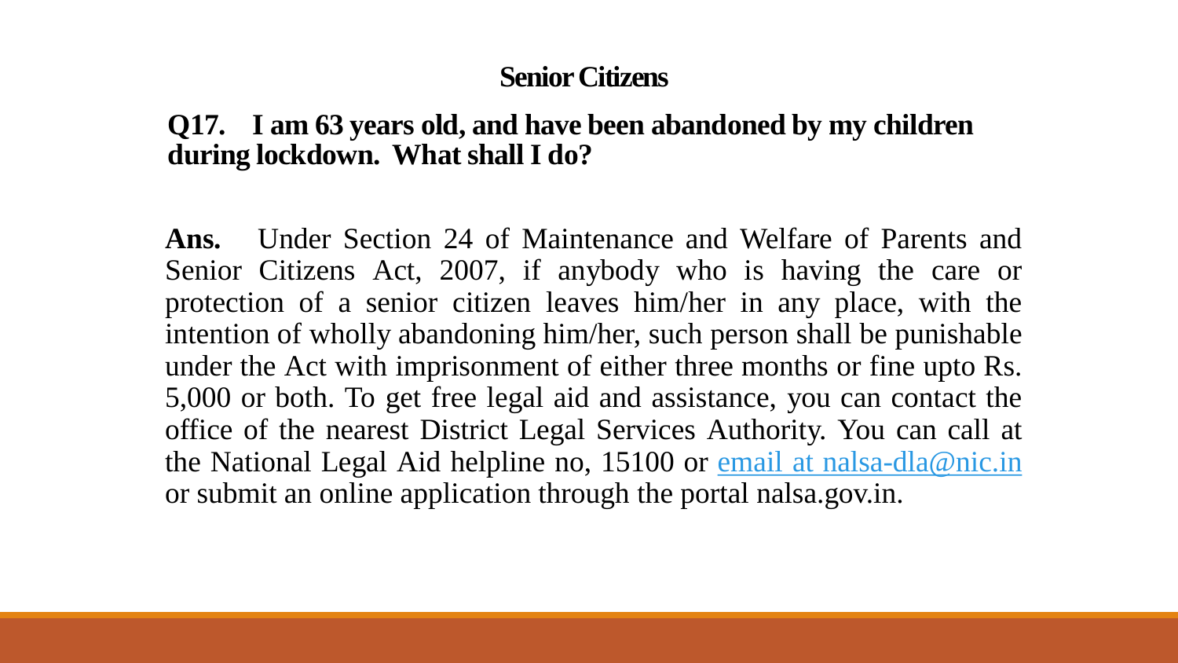## Senior Citizens

**Q17. I am 63 years old, and have been abandoned by my children during lockdown. What shall I do?**

**Ans.** Under Section 24 of Maintenance and Welfare of Parents and Senior Citizens Act, 2007, if anybody who is having the care or protection of a senior citizen leaves him/her in any place, with the intention of wholly abandoning him/her, such person shall be punishable under the Act with imprisonment of either three months or fine upto Rs. 5,000 or both. To get free legal aid and assistance, you can contact the office of the nearest District Legal Services Authority. You can call at the National Legal Aid helpline no, 15100 or email at nalsa-dla@nic.in or submit an online application through the portal nalsa.gov.in.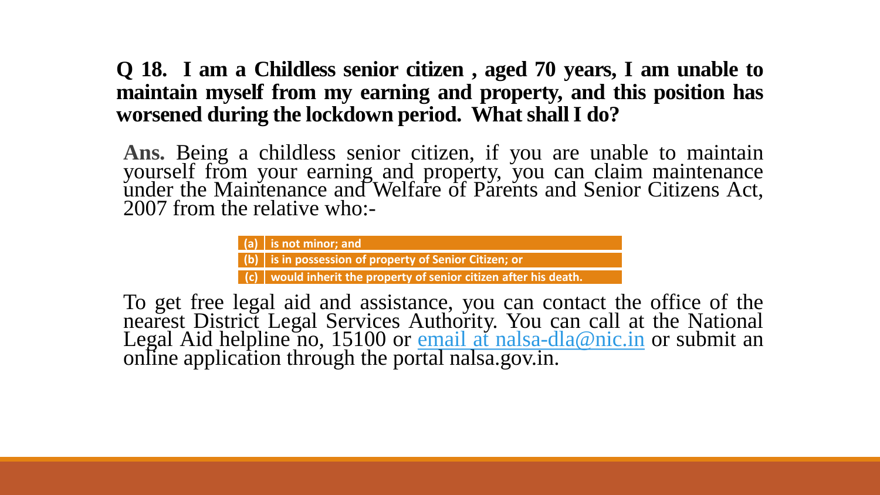**Q 18. I am a Childless senior citizen , aged 70 years, I am unable to maintain myself from my earning and property, and this position has worsened during the lockdown period. What shall I do?**

**Ans.** Being a childless senior citizen, if you are unable to maintain yourself from your earning and property, you can claim maintenance under the Maintenance and Welfare of Parents and Senior Citizens Act, 2007 from the relative who:-

| | |
|---|---|
| **(a)** | **is not minor; and** |
| **(b)** | **is in possession of property of Senior Citizen; or** |
| **(c)** | **would inherit the property of senior citizen after his death.** |

To get free legal aid and assistance, you can contact the office of the nearest District Legal Services Authority. You can call at the National Legal Aid helpline no, 15100 or email at nalsa-dla@nic.in or submit an online application through the portal nalsa.gov.in.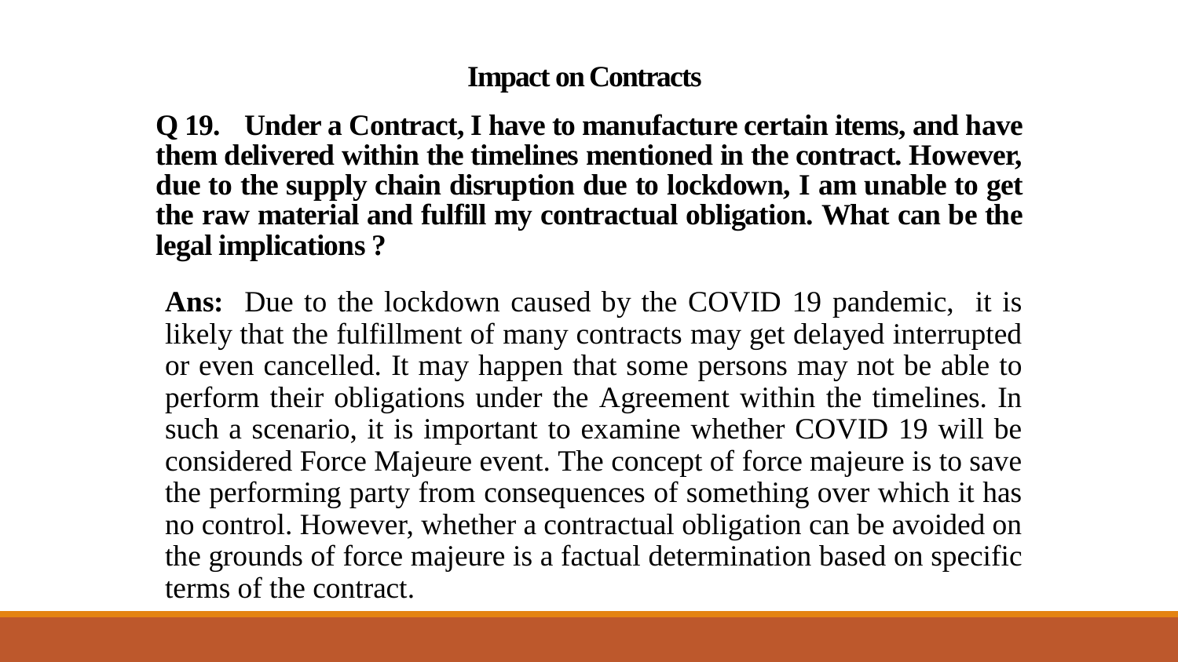## Impact on Contracts

**Q 19. Under a Contract, I have to manufacture certain items, and have them delivered within the timelines mentioned in the contract. However, due to the supply chain disruption due to lockdown, I am unable to get the raw material and fulfill my contractual obligation. What can be the legal implications ?**

**Ans:** Due to the lockdown caused by the COVID 19 pandemic, it is likely that the fulfillment of many contracts may get delayed interrupted or even cancelled. It may happen that some persons may not be able to perform their obligations under the Agreement within the timelines. In such a scenario, it is important to examine whether COVID 19 will be considered Force Majeure event. The concept of force majeure is to save the performing party from consequences of something over which it has no control. However, whether a contractual obligation can be avoided on the grounds of force majeure is a factual determination based on specific terms of the contract.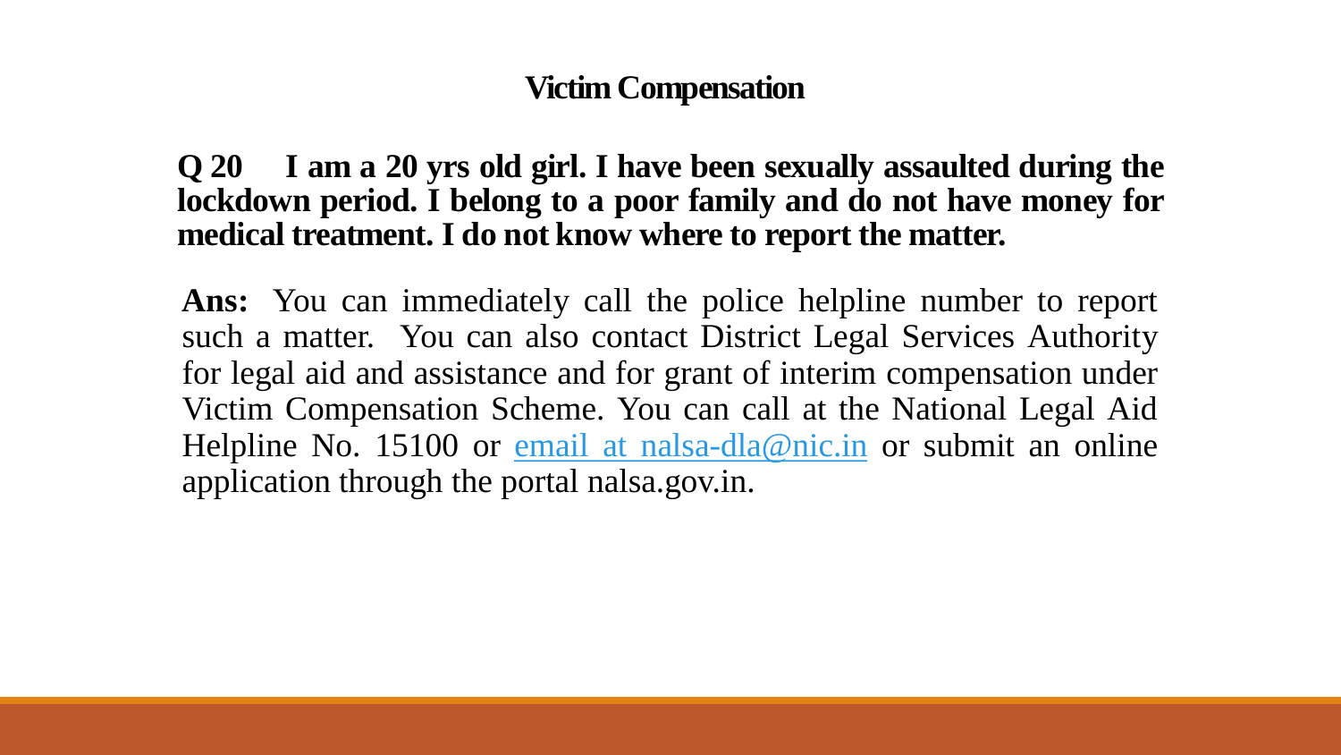# Victim Compensation

**Q 20 I am a 20 yrs old girl. I have been sexually assaulted during the lockdown period. I belong to a poor family and do not have money for medical treatment. I do not know where to report the matter.**

**Ans:** You can immediately call the police helpline number to report such a matter. You can also contact District Legal Services Authority for legal aid and assistance and for grant of interim compensation under Victim Compensation Scheme. You can call at the National Legal Aid Helpline No. 15100 or email at nalsa-dla@nic.in or submit an online application through the portal nalsa.gov.in.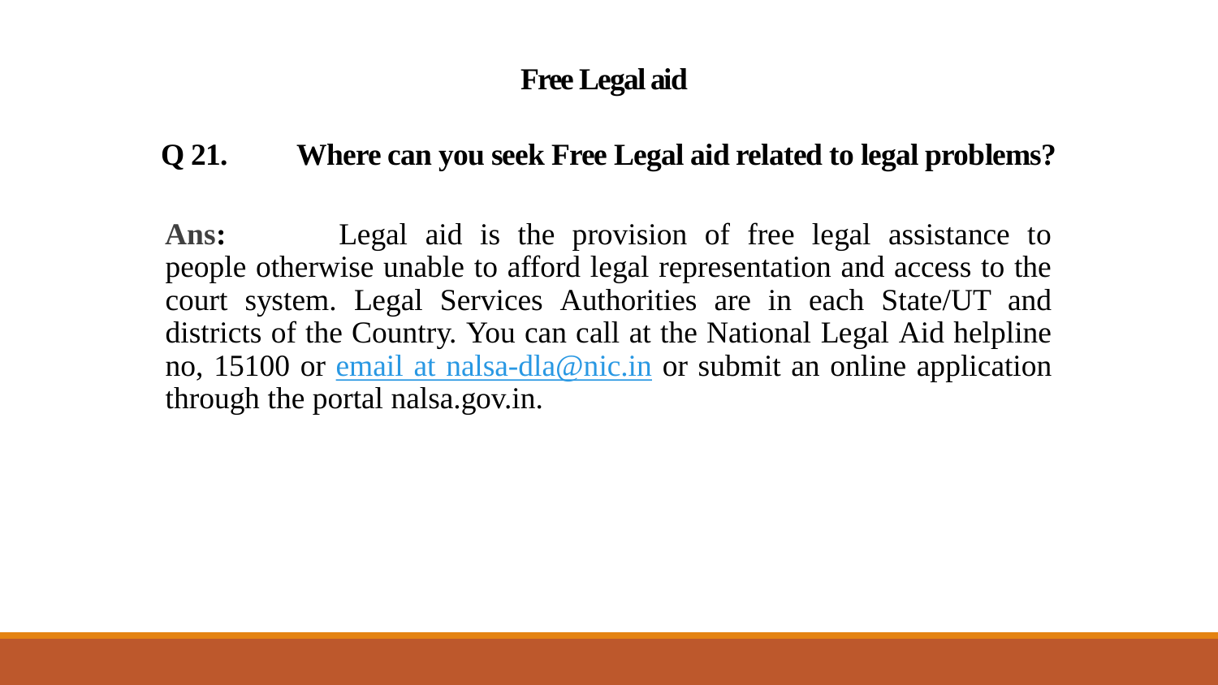# Free Legal aid

## Q 21. Where can you seek Free Legal aid related to legal problems?

**Ans:** Legal aid is the provision of free legal assistance to people otherwise unable to afford legal representation and access to the court system. Legal Services Authorities are in each State/UT and districts of the Country. You can call at the National Legal Aid helpline no, 15100 or email at nalsa-dla@nic.in or submit an online application through the portal nalsa.gov.in.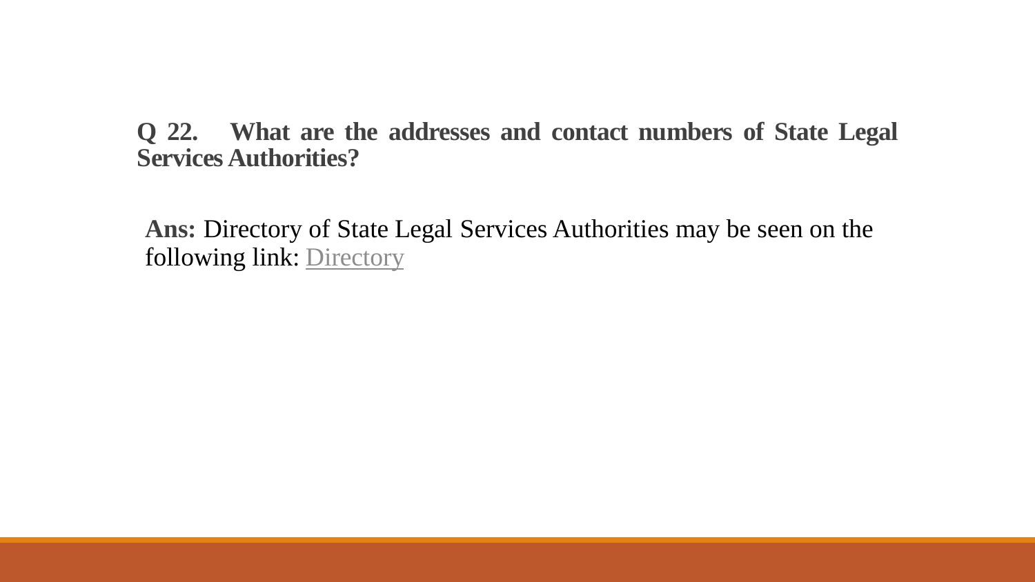**Q 22. What are the addresses and contact numbers of State Legal Services Authorities?**

**Ans:** Directory of State Legal Services Authorities may be seen on the following link: Directory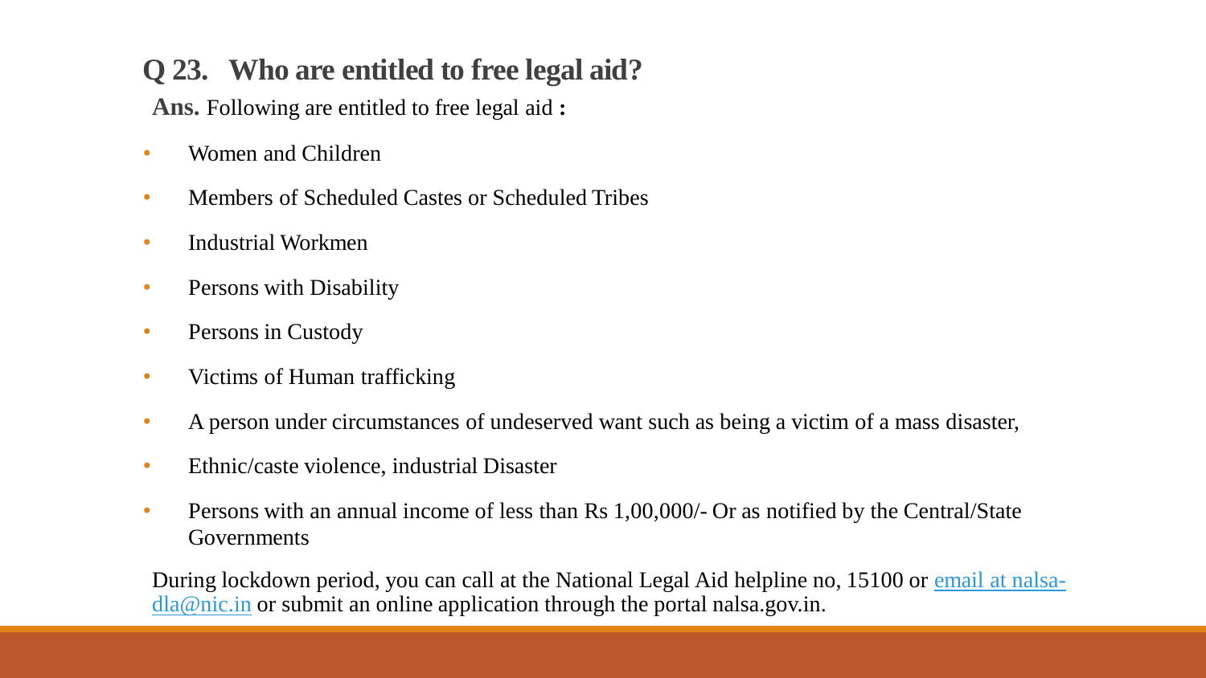## Q 23. Who are entitled to free legal aid?

**Ans.** Following are entitled to free legal aid **:**

- Women and Children
- Members of Scheduled Castes or Scheduled Tribes
- Industrial Workmen
- Persons with Disability
- Persons in Custody
- Victims of Human trafficking
- A person under circumstances of undeserved want such as being a victim of a mass disaster,
- Ethnic/caste violence, industrial Disaster
- Persons with an annual income of less than Rs 1,00,000/- Or as notified by the Central/State Governments

During lockdown period, you can call at the National Legal Aid helpline no, 15100 or email at nalsa-dla@nic.in or submit an online application through the portal nalsa.gov.in.